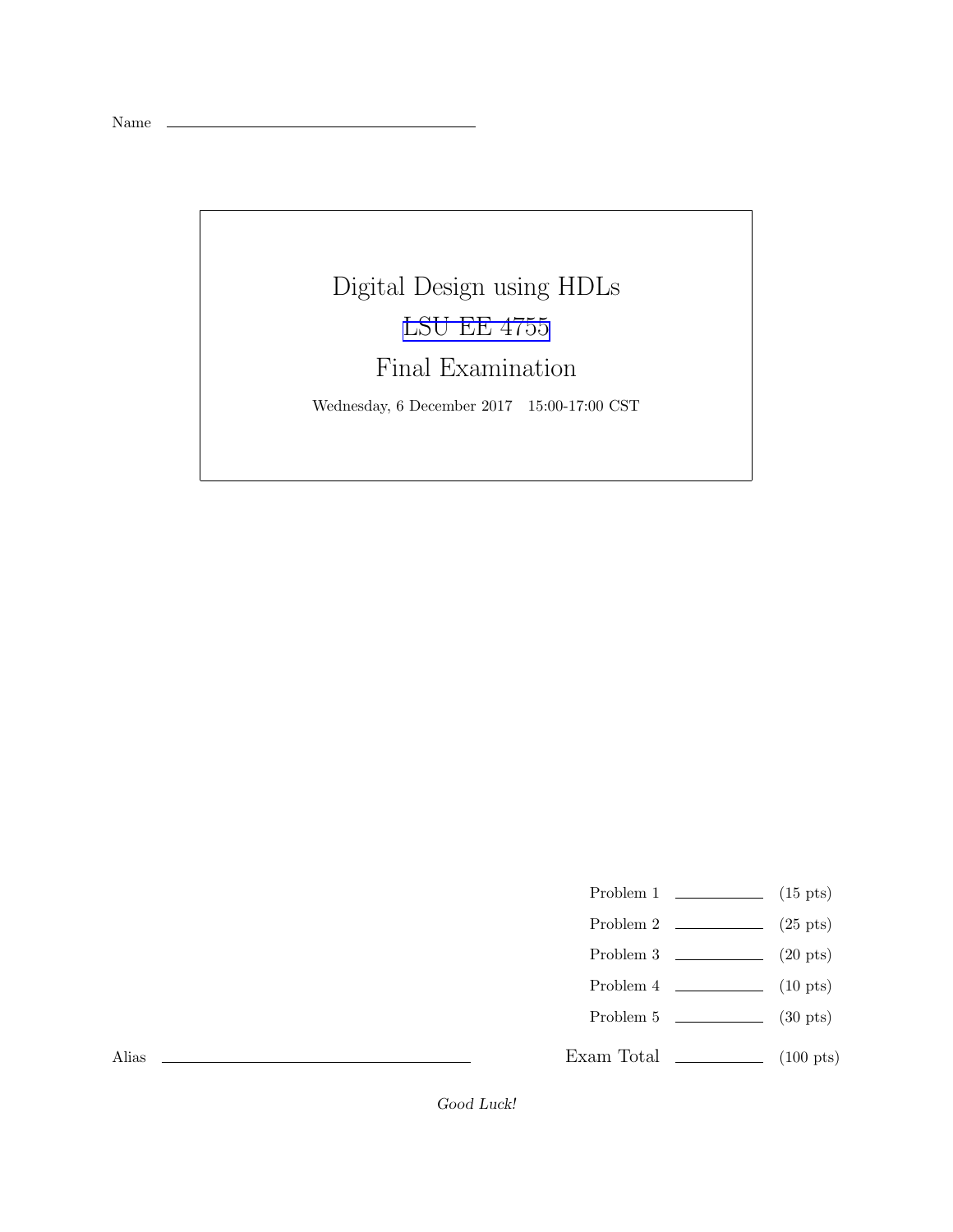Name ______________________________

# Digital Design using HDLs

## LSU EE 4755

## Final Examination

Wednesday, 6 December 2017 15:00-17:00 CST

| | | |
|---|---|---|
| Problem 1 | ________ | (15 pts) |
| Problem 2 | ________ | (25 pts) |
| Problem 3 | ________ | (20 pts) |
| Problem 4 | ________ | (10 pts) |
| Problem 5 | ________ | (30 pts) |
| Exam Total | ________ | (100 pts) |

Alias ______________________________

*Good Luck!*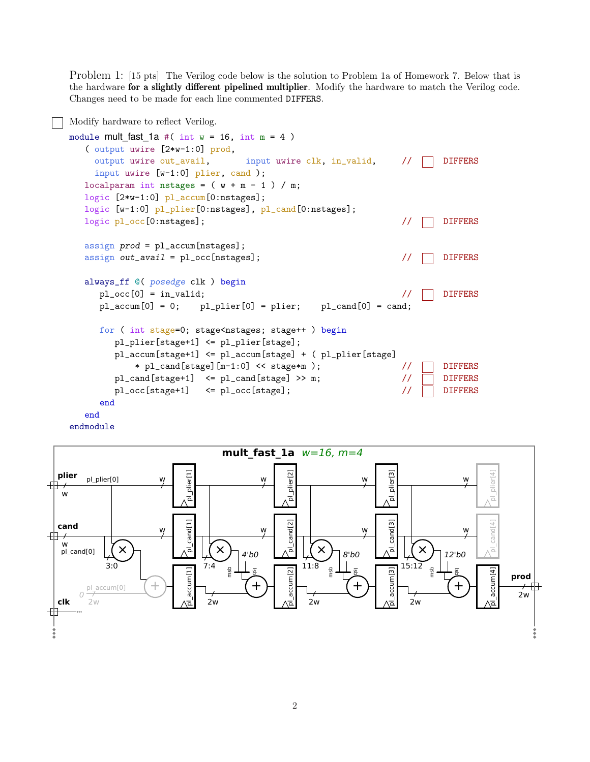**Problem 1:** [15 pts] The Verilog code below is the solution to Problem 1a of Homework 7. Below that is the hardware **for a slightly different pipelined multiplier**. Modify the hardware to match the Verilog code. Changes need to be made for each line commented DIFFERS.

☐ Modify hardware to reflect Verilog.

```
module mult_fast_1a #( int w = 16, int m = 4 )
   ( output uwire [2*w-1:0] prod,
     output uwire out_avail,       input uwire clk, in_valid,     // ☐ DIFFERS
     input uwire [w-1:0] plier, cand );
   localparam int nstages = ( w + m - 1 ) / m;
   logic [2*w-1:0] pl_accum[0:nstages];
   logic [w-1:0] pl_plier[0:nstages], pl_cand[0:nstages];
   logic pl_occ[0:nstages];                                        // ☐ DIFFERS

   assign prod = pl_accum[nstages];
   assign out_avail = pl_occ[nstages];                             // ☐ DIFFERS

   always_ff @( posedge clk ) begin
      pl_occ[0] = in_valid;                                        // ☐ DIFFERS
      pl_accum[0] = 0;    pl_plier[0] = plier;    pl_cand[0] = cand;

      for ( int stage=0; stage<nstages; stage++ ) begin
         pl_plier[stage+1] <= pl_plier[stage];
         pl_accum[stage+1] <= pl_accum[stage] + ( pl_plier[stage]
             * pl_cand[stage][m-1:0] << stage*m );                 // ☐ DIFFERS
         pl_cand[stage+1]  <= pl_cand[stage] >> m;                 // ☐ DIFFERS
         pl_occ[stage+1]   <= pl_occ[stage];                       // ☐ DIFFERS
      end
   end
endmodule
```

**mult_fast_1a** *w=16, m=4*

(Hardware diagram: inputs plier, cand, clk; pipeline registers pl_plier[1]–pl_plier[4], pl_cand[1]–pl_cand[4], pl_accum[1]–pl_accum[4]; multipliers using cand bits 3:0, 7:4, 11:8, 15:12; shifts 4'b0, 8'b0, 12'b0 appended at lsb; adders; pl_accum[0] = 0, 2w; output prod, 2w.)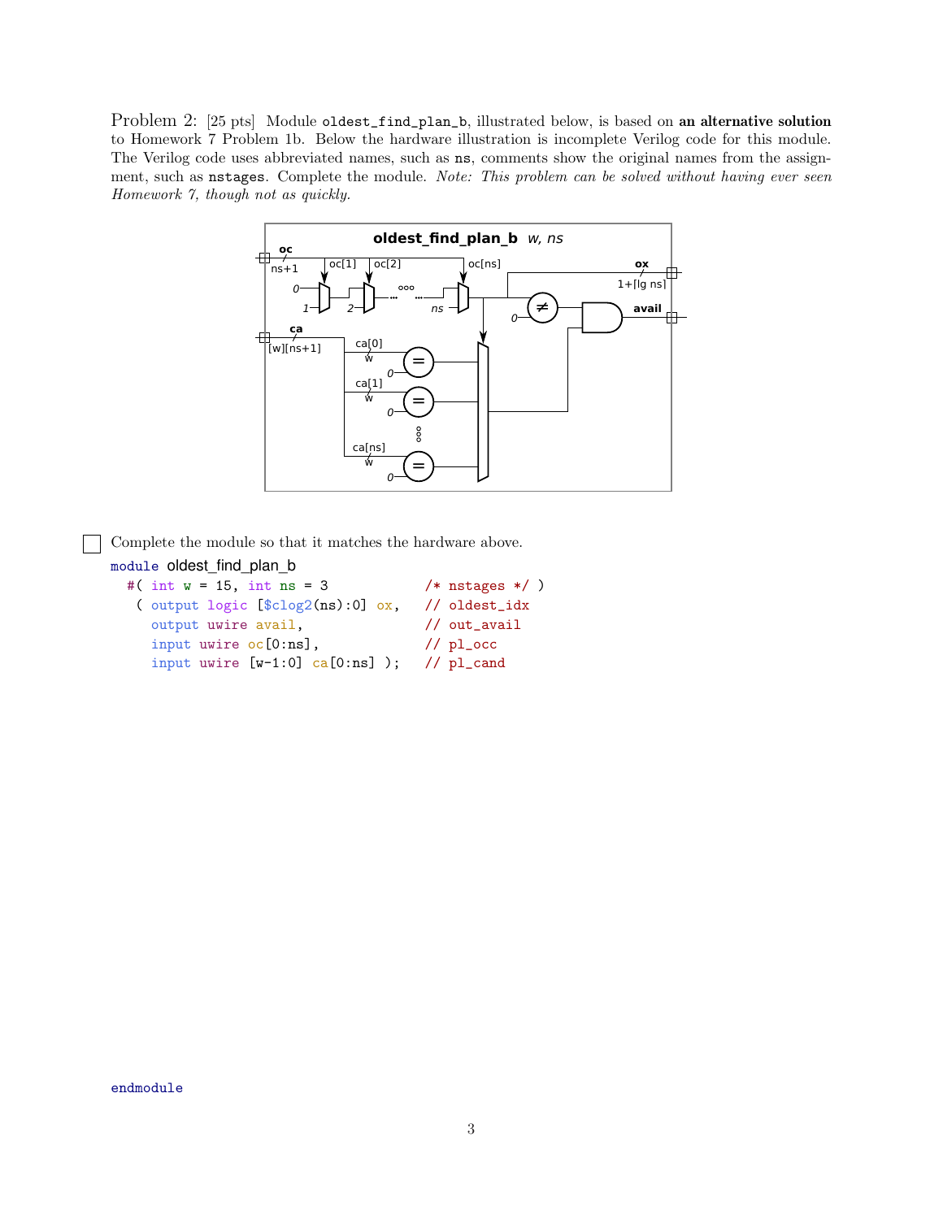Problem 2: [25 pts] Module `oldest_find_plan_b`, illustrated below, is based on **an alternative solution** to Homework 7 Problem 1b. Below the hardware illustration is incomplete Verilog code for this module. The Verilog code uses abbreviated names, such as `ns`, comments show the original names from the assignment, such as `nstages`. Complete the module. *Note: This problem can be solved without having ever seen Homework 7, though not as quickly.*

☐ Complete the module so that it matches the hardware above.

```
module oldest_find_plan_b
  #( int w = 15, int ns = 3           /* nstages */ )
   ( output logic [$clog2(ns):0] ox,   // oldest_idx
     output uwire avail,               // out_avail
     input uwire oc[0:ns],             // pl_occ
     input uwire [w-1:0] ca[0:ns] );   // pl_cand










endmodule
```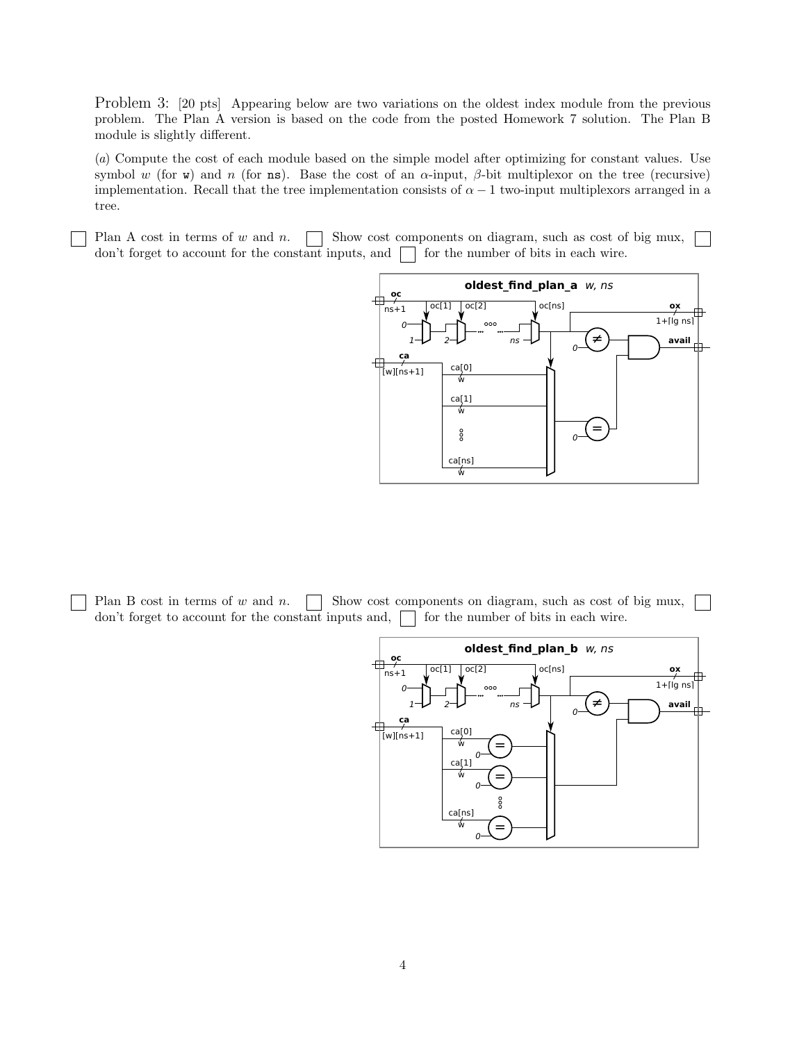Problem 3: [20 pts] Appearing below are two variations on the oldest index module from the previous problem. The Plan A version is based on the code from the posted Homework 7 solution. The Plan B module is slightly different.

(*a*) Compute the cost of each module based on the simple model after optimizing for constant values. Use symbol $w$ (for `w`) and $n$ (for `ns`). Base the cost of an $\alpha$-input, $\beta$-bit multiplexor on the tree (recursive) implementation. Recall that the tree implementation consists of $\alpha - 1$ two-input multiplexors arranged in a tree.

☐ Plan A cost in terms of $w$ and $n$. ☐ Show cost components on diagram, such as cost of big mux, ☐ don't forget to account for the constant inputs, and ☐ for the number of bits in each wire.

☐ Plan B cost in terms of $w$ and $n$. ☐ Show cost components on diagram, such as cost of big mux, ☐ don't forget to account for the constant inputs and, ☐ for the number of bits in each wire.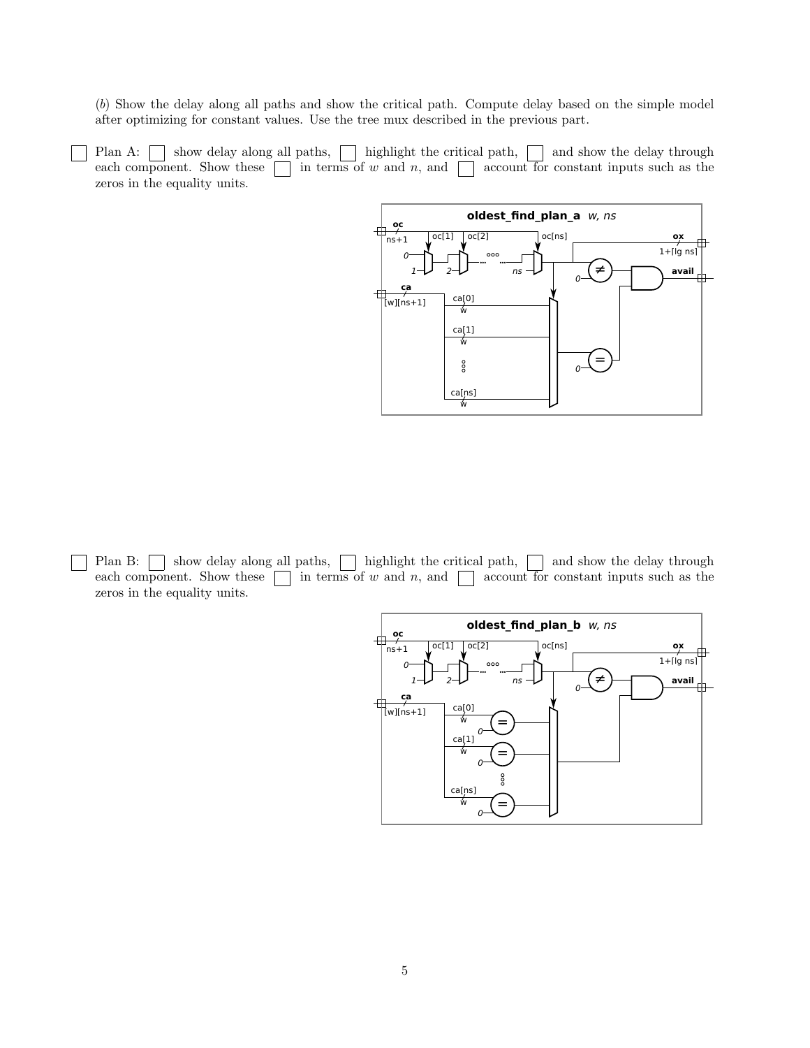(*b*) Show the delay along all paths and show the critical path. Compute delay based on the simple model after optimizing for constant values. Use the tree mux described in the previous part.

☐ Plan A: ☐ show delay along all paths, ☐ highlight the critical path, ☐ and show the delay through each component. Show these ☐ in terms of $w$ and $n$, and ☐ account for constant inputs such as the zeros in the equality units.

**oldest_find_plan_a** *w, ns*

oc, ns+1, oc[1], oc[2], oc[ns], 0, 1, 2, ns, ox, 1+⌈lg ns⌉, avail, 0, ≠, ca, [w][ns+1], ca[0], w, ca[1], w, ca[ns], w, =, 0

☐ Plan B: ☐ show delay along all paths, ☐ highlight the critical path, ☐ and show the delay through each component. Show these ☐ in terms of $w$ and $n$, and ☐ account for constant inputs such as the zeros in the equality units.

**oldest_find_plan_b** *w, ns*

oc, ns+1, oc[1], oc[2], oc[ns], 0, 1, 2, ns, ox, 1+⌈lg ns⌉, avail, 0, ≠, ca, [w][ns+1], ca[0], w, 0, =, ca[1], w, 0, =, ca[ns], w, 0, =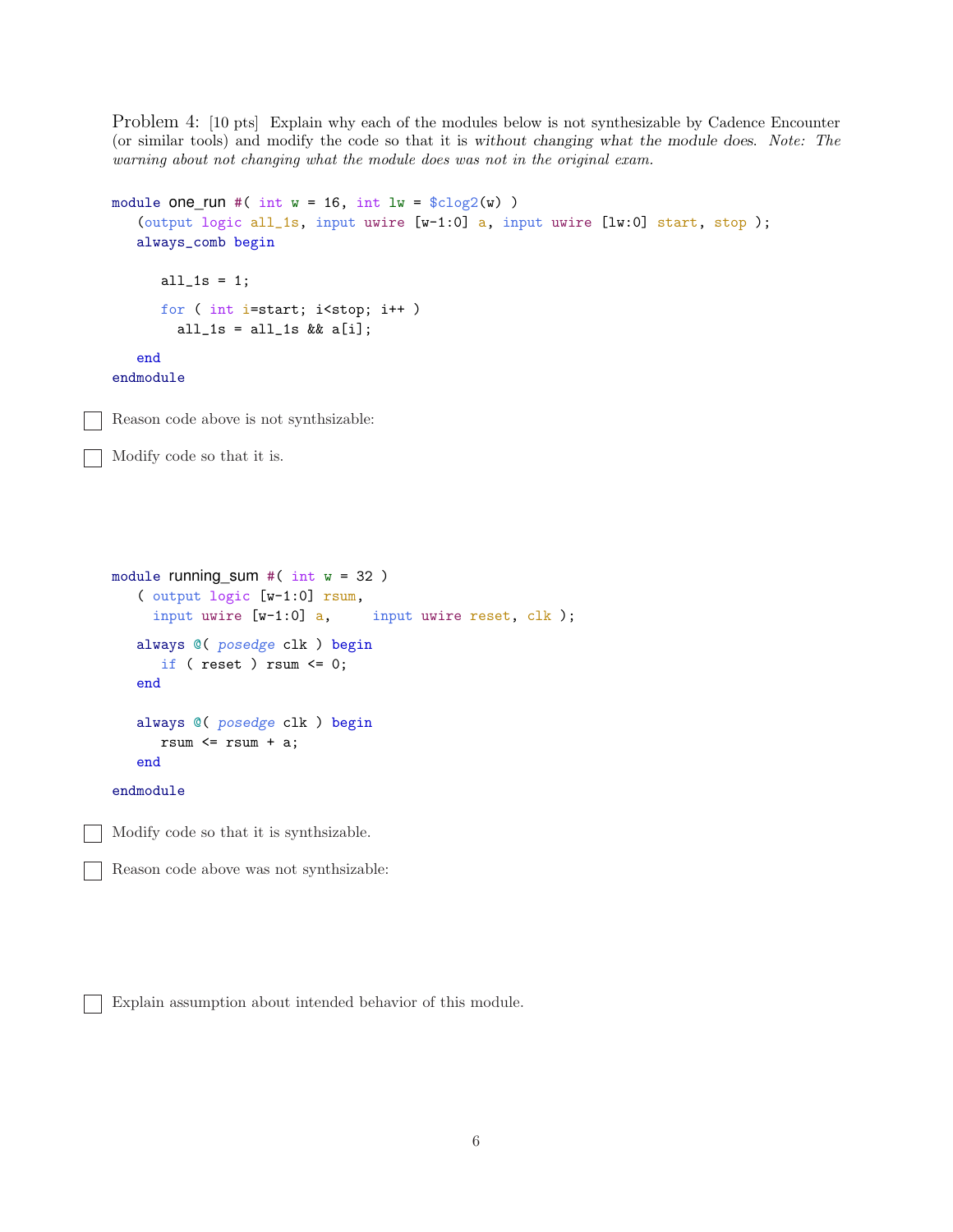Problem 4: [10 pts] Explain why each of the modules below is not synthesizable by Cadence Encounter (or similar tools) and modify the code so that it is *without changing what the module does*. *Note: The warning about not changing what the module does was not in the original exam.*

```
module one_run #( int w = 16, int lw = $clog2(w) )
   (output logic all_1s, input uwire [w-1:0] a, input uwire [lw:0] start, stop );
   always_comb begin

      all_1s = 1;

      for ( int i=start; i<stop; i++ )
        all_1s = all_1s && a[i];

   end
endmodule
```

☐ Reason code above is not synthsizable:

☐ Modify code so that it is.

```
module running_sum #( int w = 32 )
   ( output logic [w-1:0] rsum,
     input uwire [w-1:0] a,     input uwire reset, clk );

   always @( posedge clk ) begin
      if ( reset ) rsum <= 0;
   end

   always @( posedge clk ) begin
      rsum <= rsum + a;
   end

endmodule
```

☐ Modify code so that it is synthsizable.

☐ Reason code above was not synthsizable:

☐ Explain assumption about intended behavior of this module.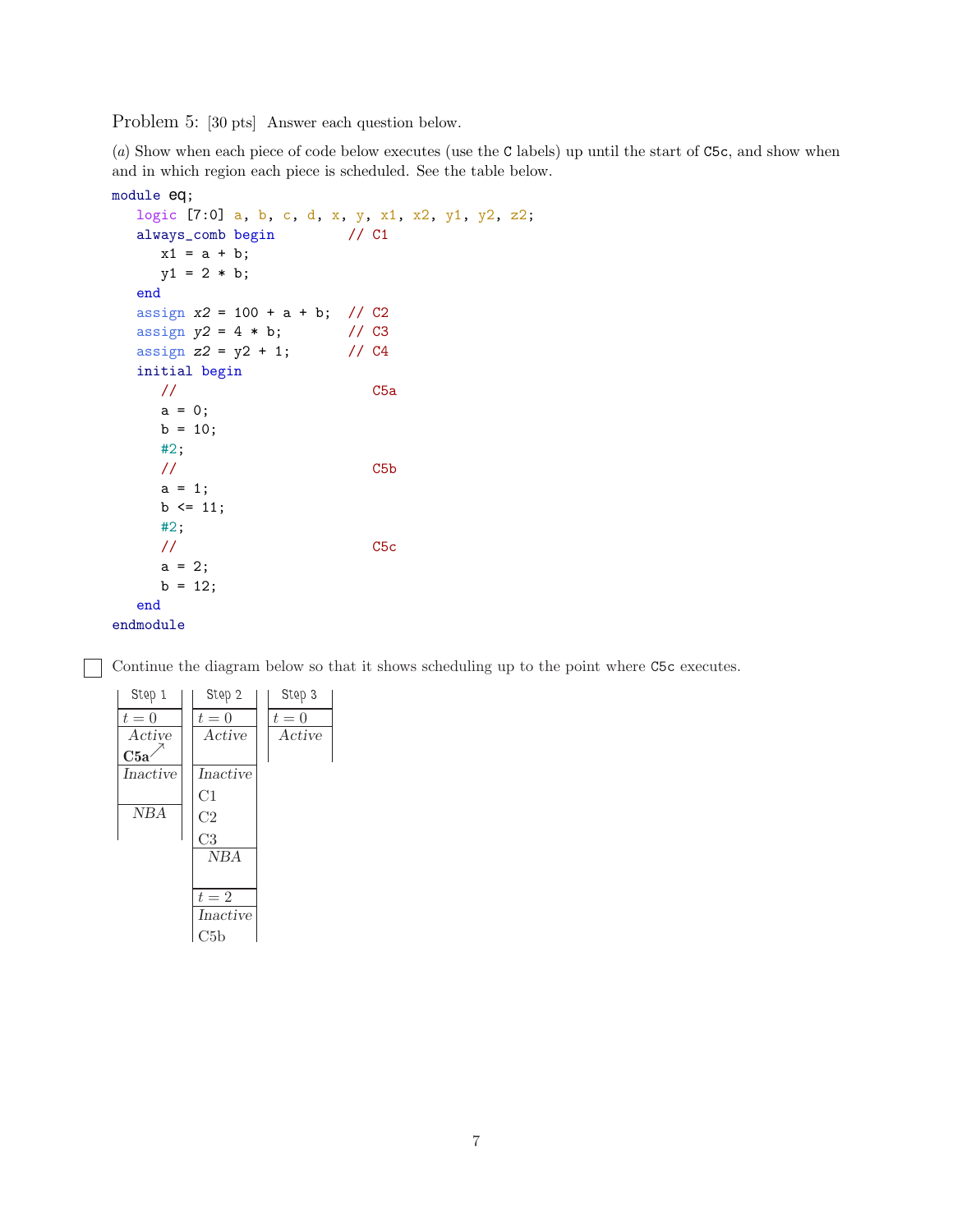Problem 5: [30 pts] Answer each question below.

(*a*) Show when each piece of code below executes (use the `C` labels) up until the start of `C5c`, and show when and in which region each piece is scheduled. See the table below.

```
module eq;
   logic [7:0] a, b, c, d, x, y, x1, x2, y1, y2, z2;
   always_comb begin         // C1
      x1 = a + b;
      y1 = 2 * b;
   end
   assign x2 = 100 + a + b;  // C2
   assign y2 = 4 * b;        // C3
   assign z2 = y2 + 1;       // C4
   initial begin
      //                        C5a
      a = 0;
      b = 10;
      #2;
      //                        C5b
      a = 1;
      b <= 11;
      #2;
      //                        C5c
      a = 2;
      b = 12;
   end
endmodule
```

☐ Continue the diagram below so that it shows scheduling up to the point where `C5c` executes.

| Step 1 | Step 2 | Step 3 |
|---|---|---|
| $t = 0$ | $t = 0$ | $t = 0$ |
| *Active* **C5a**↗ | *Active* | *Active* |
| *Inactive* | *Inactive* C1 C2 C3 | |
| *NBA* | *NBA* | |
| | $t = 2$ | |
| | *Inactive* C5b | |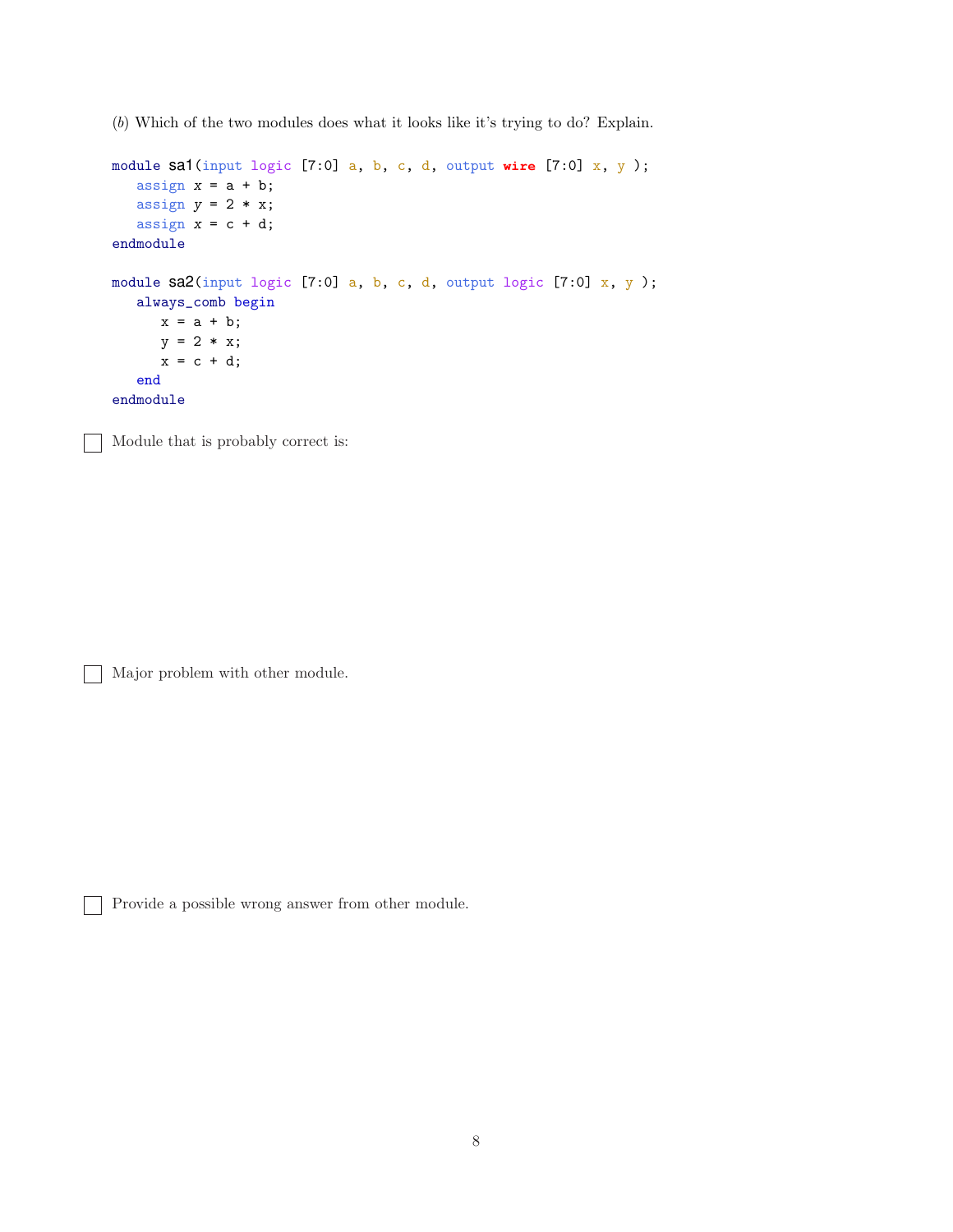(*b*) Which of the two modules does what it looks like it's trying to do? Explain.

```
module sa1(input logic [7:0] a, b, c, d, output wire [7:0] x, y );
   assign x = a + b;
   assign y = 2 * x;
   assign x = c + d;
endmodule

module sa2(input logic [7:0] a, b, c, d, output logic [7:0] x, y );
   always_comb begin
      x = a + b;
      y = 2 * x;
      x = c + d;
   end
endmodule
```

☐ Module that is probably correct is:

☐ Major problem with other module.

☐ Provide a possible wrong answer from other module.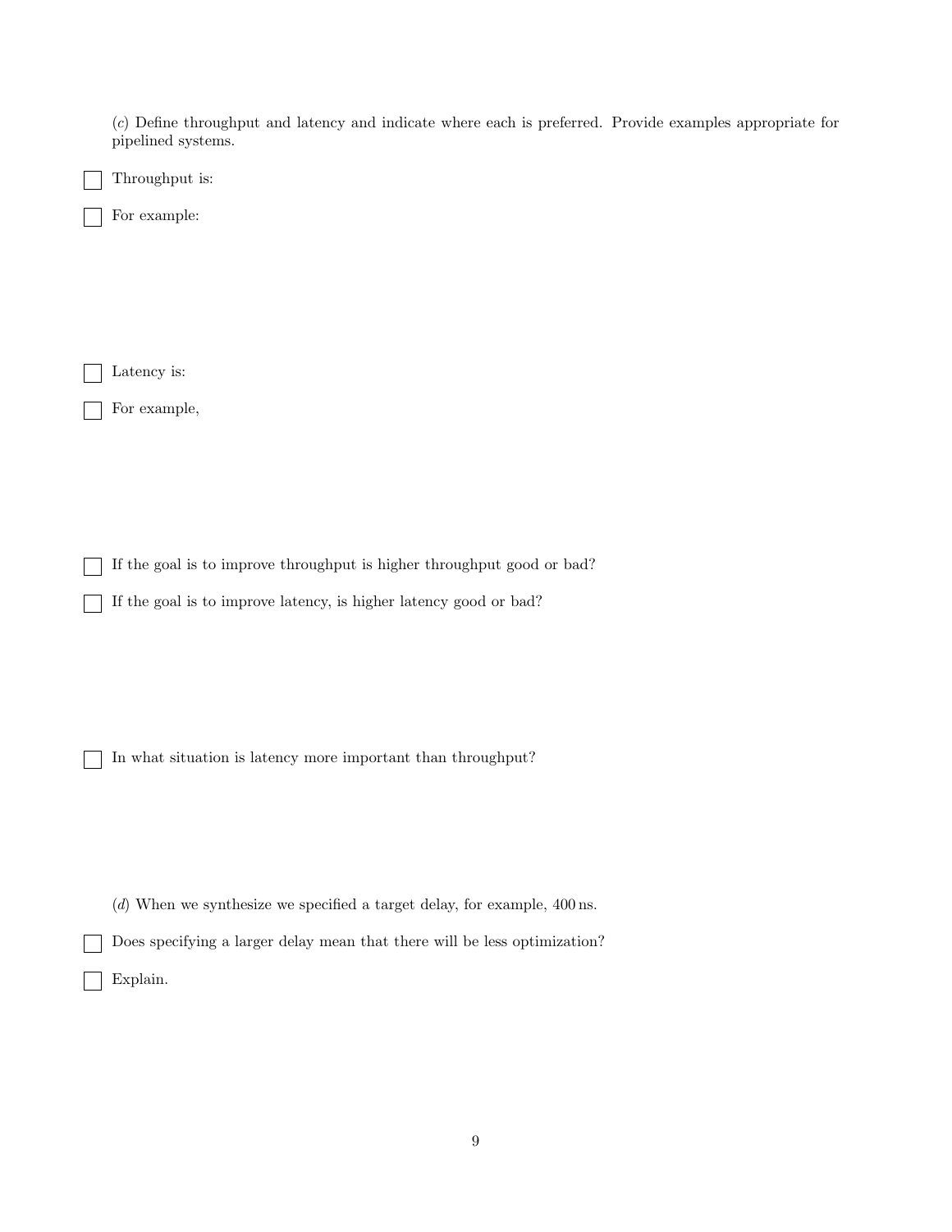(*c*) Define throughput and latency and indicate where each is preferred. Provide examples appropriate for pipelined systems.

- [ ] Throughput is:

- [ ] For example:

- [ ] Latency is:

- [ ] For example,

- [ ] If the goal is to improve throughput is higher throughput good or bad?

- [ ] If the goal is to improve latency, is higher latency good or bad?

- [ ] In what situation is latency more important than throughput?

(*d*) When we synthesize we specified a target delay, for example, 400 ns.

- [ ] Does specifying a larger delay mean that there will be less optimization?

- [ ] Explain.